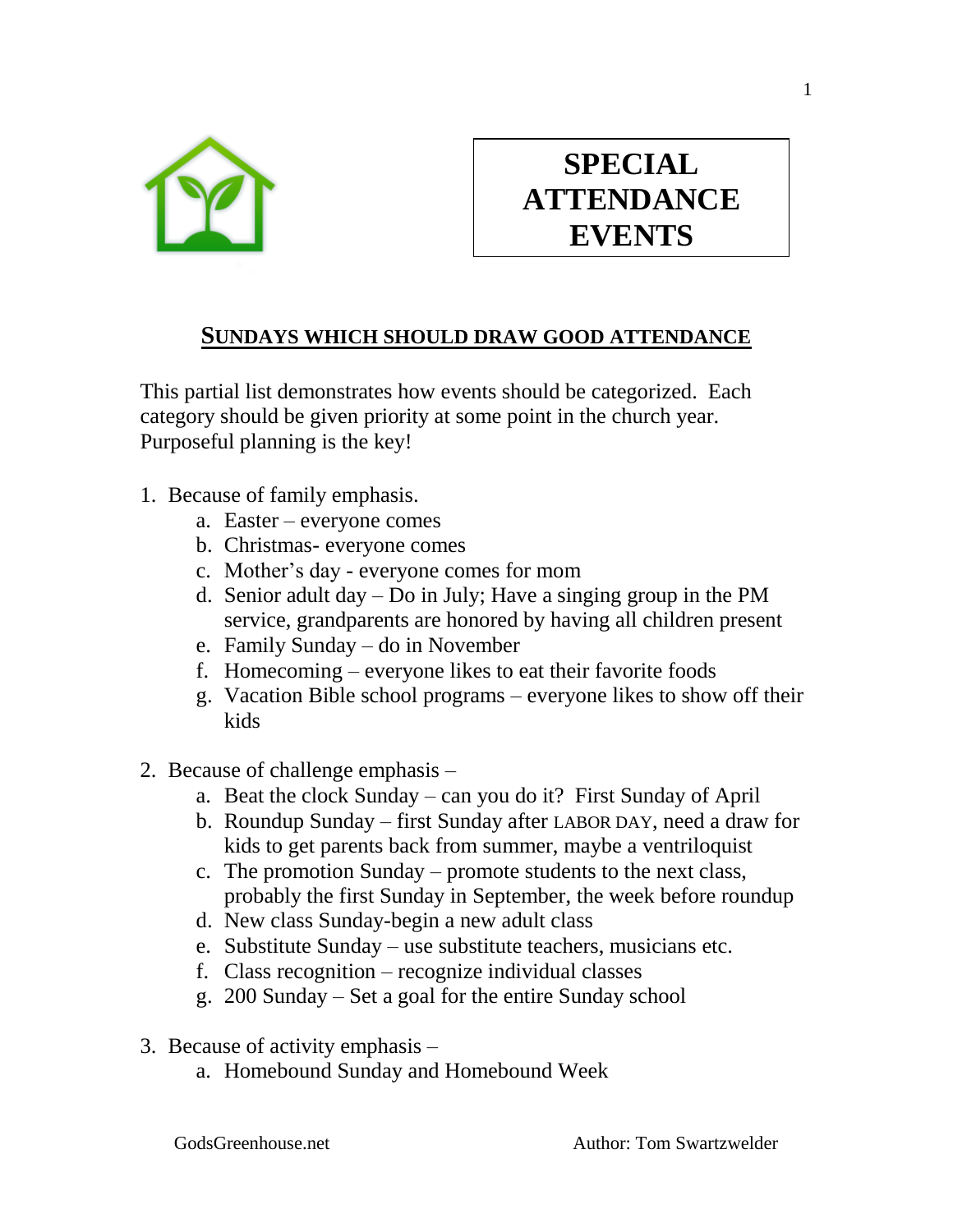# SPECIAL ATTENDANCE EVENTS

## SUNDAYS WHICH SHOULD DRAW GOOD ATTENDANCE

This partial list demonstrates how events should be categorized. Each category should be given priority at some point in the church year. Purposeful planning is the key!

1. Because of family emphasis.
   a. Easter – everyone comes
   b. Christmas- everyone comes
   c. Mother's day - everyone comes for mom
   d. Senior adult day – Do in July; Have a singing group in the PM service, grandparents are honored by having all children present
   e. Family Sunday – do in November
   f. Homecoming – everyone likes to eat their favorite foods
   g. Vacation Bible school programs – everyone likes to show off their kids

2. Because of challenge emphasis –
   a. Beat the clock Sunday – can you do it? First Sunday of April
   b. Roundup Sunday – first Sunday after LABOR DAY, need a draw for kids to get parents back from summer, maybe a ventriloquist
   c. The promotion Sunday – promote students to the next class, probably the first Sunday in September, the week before roundup
   d. New class Sunday-begin a new adult class
   e. Substitute Sunday – use substitute teachers, musicians etc.
   f. Class recognition – recognize individual classes
   g. 200 Sunday – Set a goal for the entire Sunday school

3. Because of activity emphasis –
   a. Homebound Sunday and Homebound Week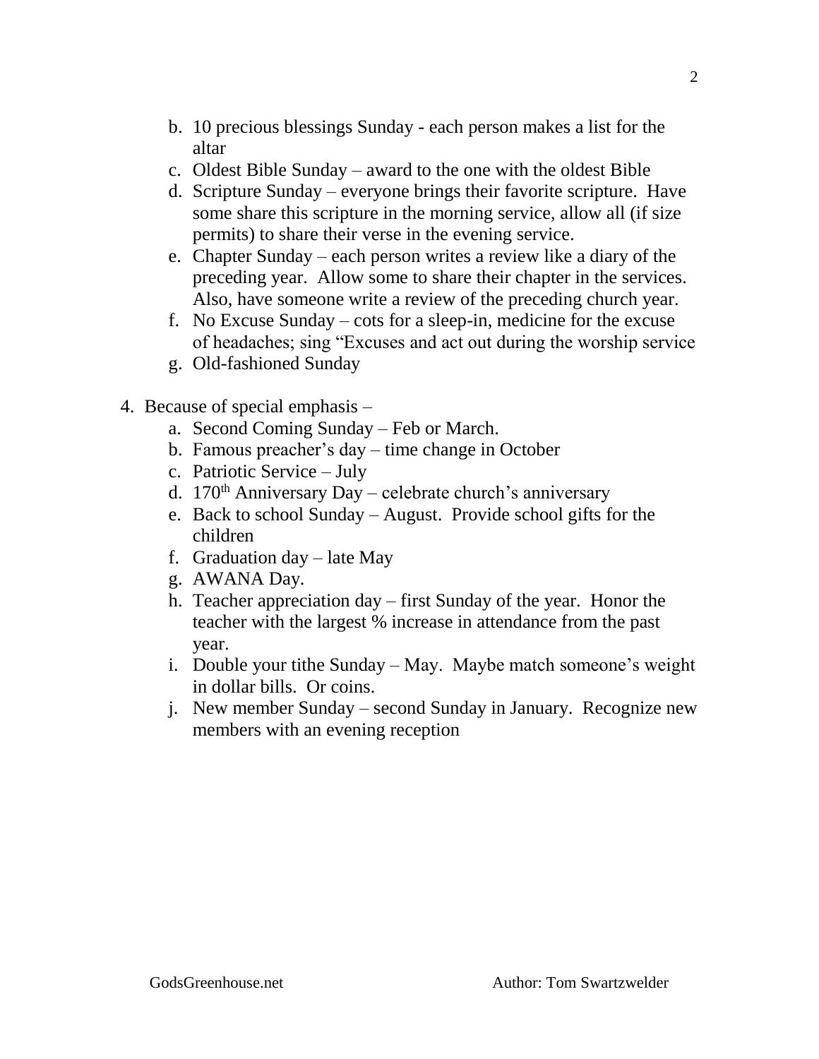b. 10 precious blessings Sunday - each person makes a list for the altar
c. Oldest Bible Sunday – award to the one with the oldest Bible
d. Scripture Sunday – everyone brings their favorite scripture. Have some share this scripture in the morning service, allow all (if size permits) to share their verse in the evening service.
e. Chapter Sunday – each person writes a review like a diary of the preceding year. Allow some to share their chapter in the services. Also, have someone write a review of the preceding church year.
f. No Excuse Sunday – cots for a sleep-in, medicine for the excuse of headaches; sing "Excuses and act out during the worship service
g. Old-fashioned Sunday

4. Because of special emphasis –
   a. Second Coming Sunday – Feb or March.
   b. Famous preacher's day – time change in October
   c. Patriotic Service – July
   d. 170th Anniversary Day – celebrate church's anniversary
   e. Back to school Sunday – August. Provide school gifts for the children
   f. Graduation day – late May
   g. AWANA Day.
   h. Teacher appreciation day – first Sunday of the year. Honor the teacher with the largest % increase in attendance from the past year.
   i. Double your tithe Sunday – May. Maybe match someone's weight in dollar bills. Or coins.
   j. New member Sunday – second Sunday in January. Recognize new members with an evening reception